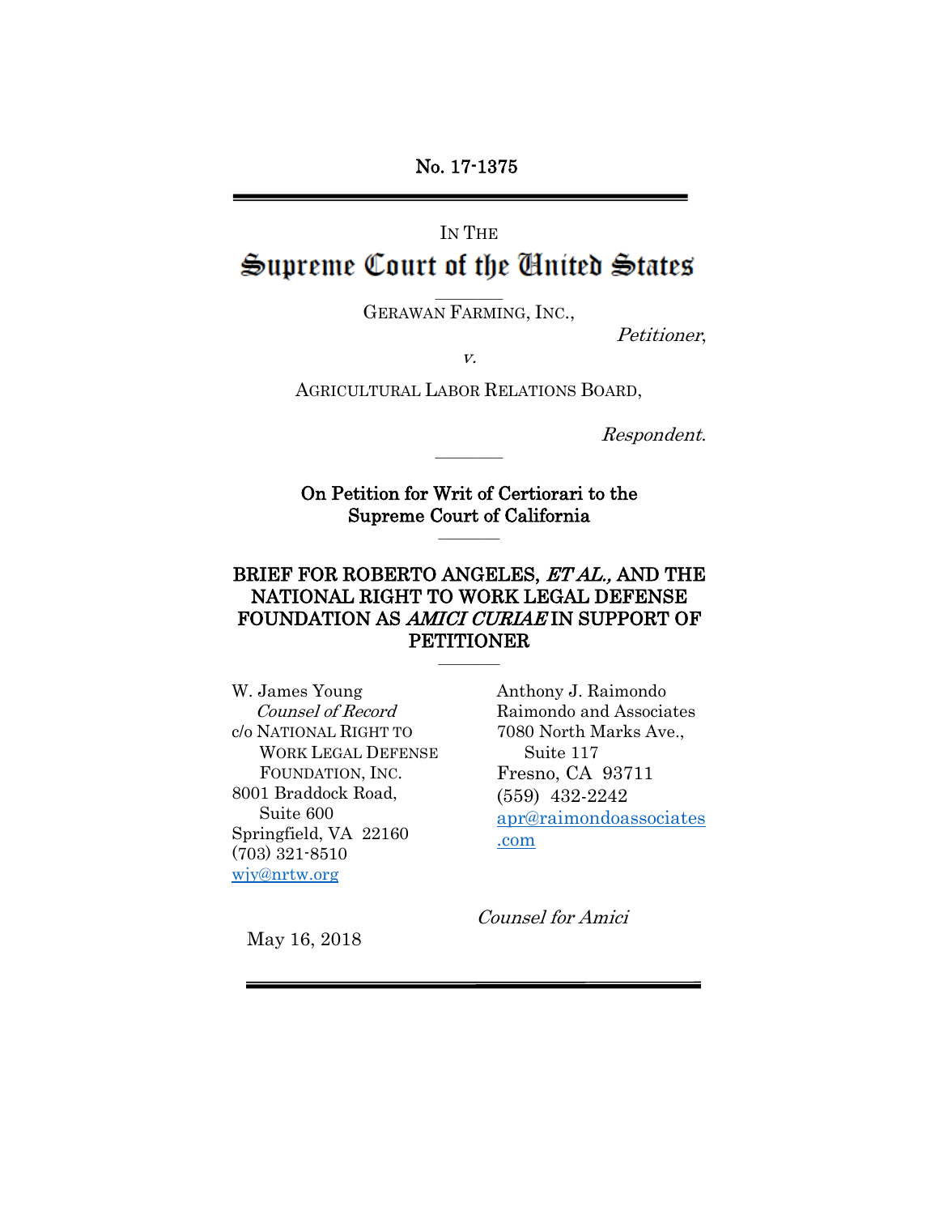No. 17-1375

IN THE

# Supreme Court of the United States

GERAWAN FARMING, INC.,

*Petitioner*,

*v.*

AGRICULTURAL LABOR RELATIONS BOARD,

*Respondent*.

**On Petition for Writ of Certiorari to the Supreme Court of California**

## BRIEF FOR ROBERTO ANGELES, *ET AL.,* AND THE NATIONAL RIGHT TO WORK LEGAL DEFENSE FOUNDATION AS *AMICI CURIAE* IN SUPPORT OF PETITIONER

W. James Young
*Counsel of Record*
c/o NATIONAL RIGHT TO WORK LEGAL DEFENSE FOUNDATION, INC.
8001 Braddock Road, Suite 600
Springfield, VA 22160
(703) 321-8510
wjy@nrtw.org

Anthony J. Raimondo
Raimondo and Associates
7080 North Marks Ave., Suite 117
Fresno, CA 93711
(559) 432-2242
apr@raimondoassociates.com

*Counsel for Amici*

May 16, 2018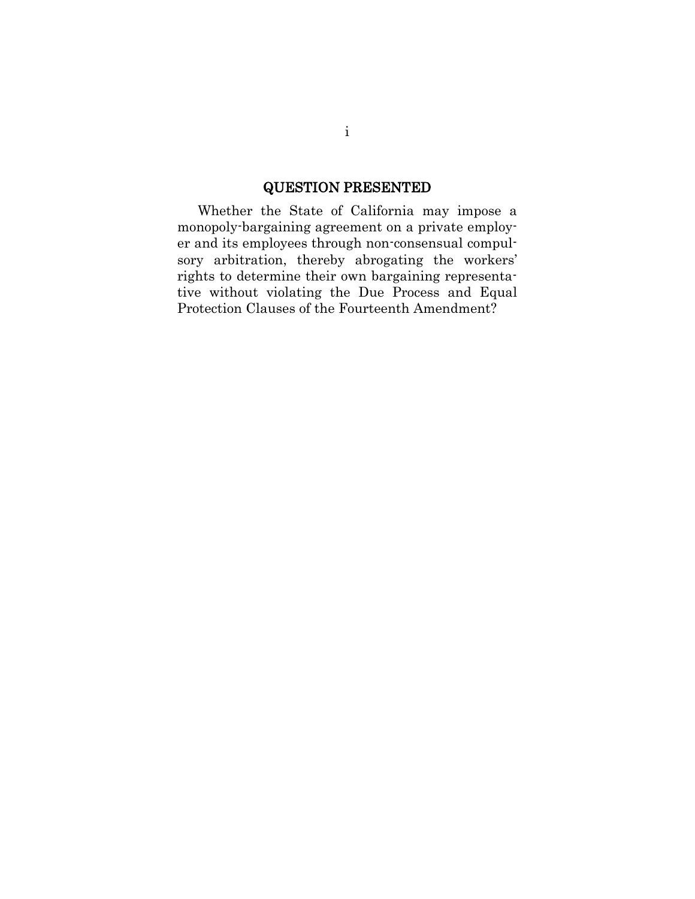## QUESTION PRESENTED

Whether the State of California may impose a monopoly-bargaining agreement on a private employer and its employees through non-consensual compulsory arbitration, thereby abrogating the workers' rights to determine their own bargaining representative without violating the Due Process and Equal Protection Clauses of the Fourteenth Amendment?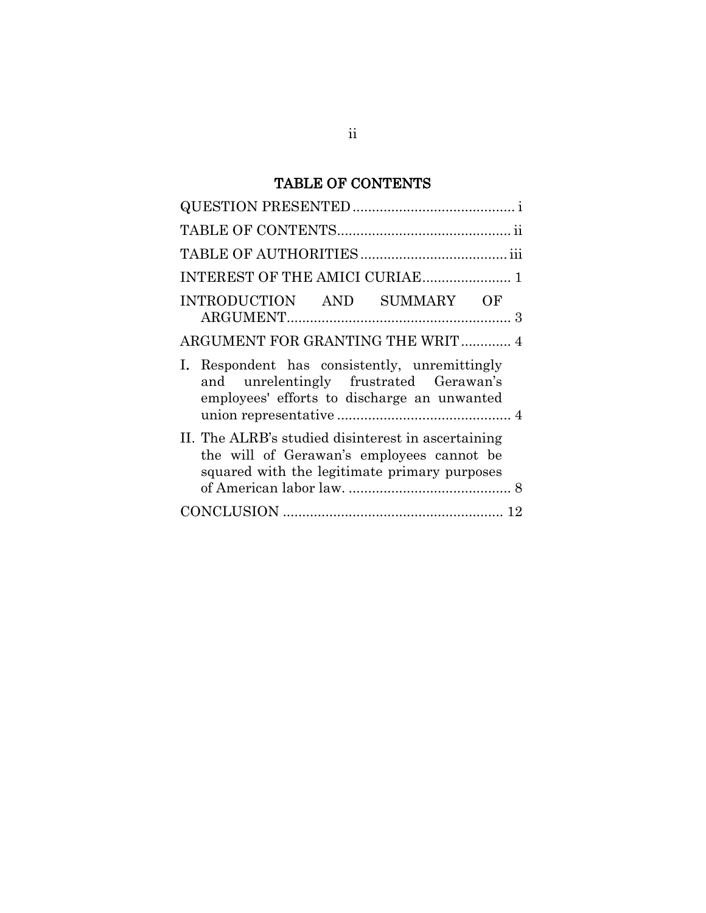# TABLE OF CONTENTS

QUESTION PRESENTED .......................................... i

TABLE OF CONTENTS............................................ ii

TABLE OF AUTHORITIES ...................................... iii

INTEREST OF THE AMICI CURIAE....................... 1

INTRODUCTION AND SUMMARY OF ARGUMENT.......................................................... 3

ARGUMENT FOR GRANTING THE WRIT............. 4

I. Respondent has consistently, unremittingly and unrelentingly frustrated Gerawan's employees' efforts to discharge an unwanted union representative ............................................. 4

II. The ALRB's studied disinterest in ascertaining the will of Gerawan's employees cannot be squared with the legitimate primary purposes of American labor law. .......................................... 8

CONCLUSION ......................................................... 12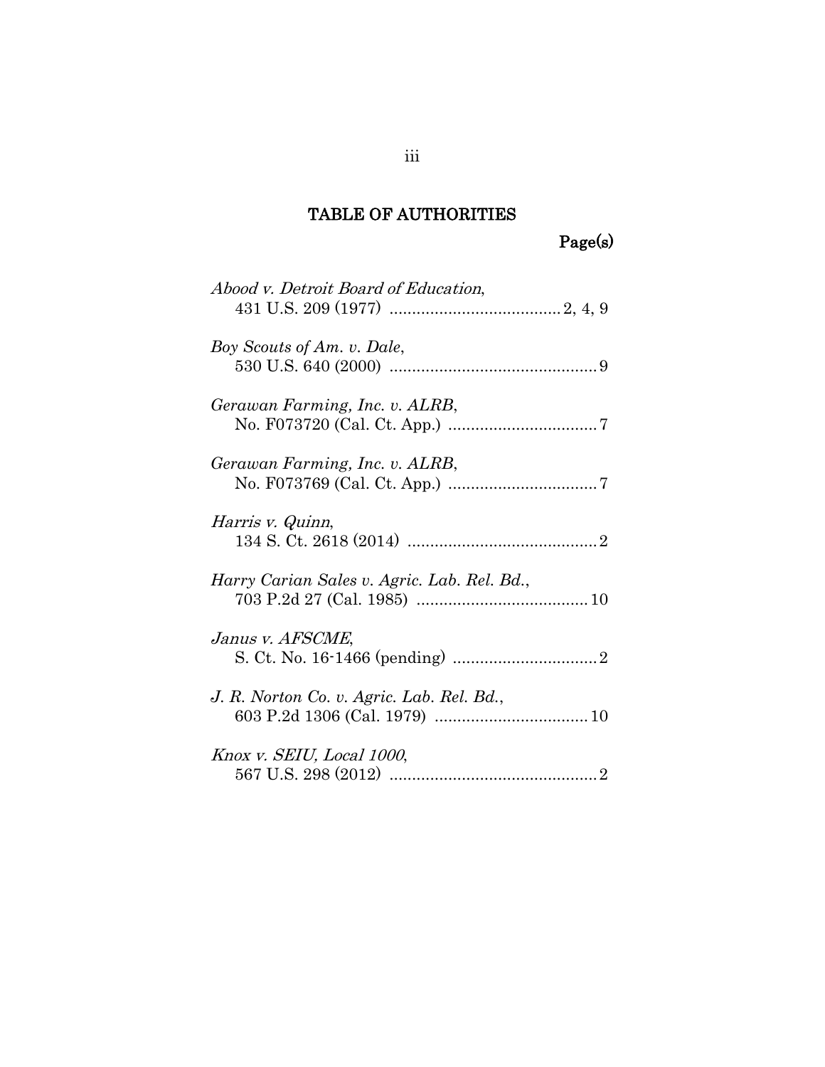## TABLE OF AUTHORITIES

**Page(s)**

*Abood v. Detroit Board of Education*,
431 U.S. 209 (1977) ..................................... 2, 4, 9

*Boy Scouts of Am. v. Dale*,
530 U.S. 640 (2000) ............................................. 9

*Gerawan Farming, Inc. v. ALRB*,
No. F073720 (Cal. Ct. App.) ................................. 7

*Gerawan Farming, Inc. v. ALRB*,
No. F073769 (Cal. Ct. App.) ................................. 7

*Harris v. Quinn*,
134 S. Ct. 2618 (2014) .......................................... 2

*Harry Carian Sales v. Agric. Lab. Rel. Bd.*,
703 P.2d 27 (Cal. 1985) ...................................... 10

*Janus v. AFSCME*,
S. Ct. No. 16-1466 (pending) ................................ 2

*J. R. Norton Co. v. Agric. Lab. Rel. Bd.*,
603 P.2d 1306 (Cal. 1979) .................................. 10

*Knox v. SEIU, Local 1000*,
567 U.S. 298 (2012) ............................................. 2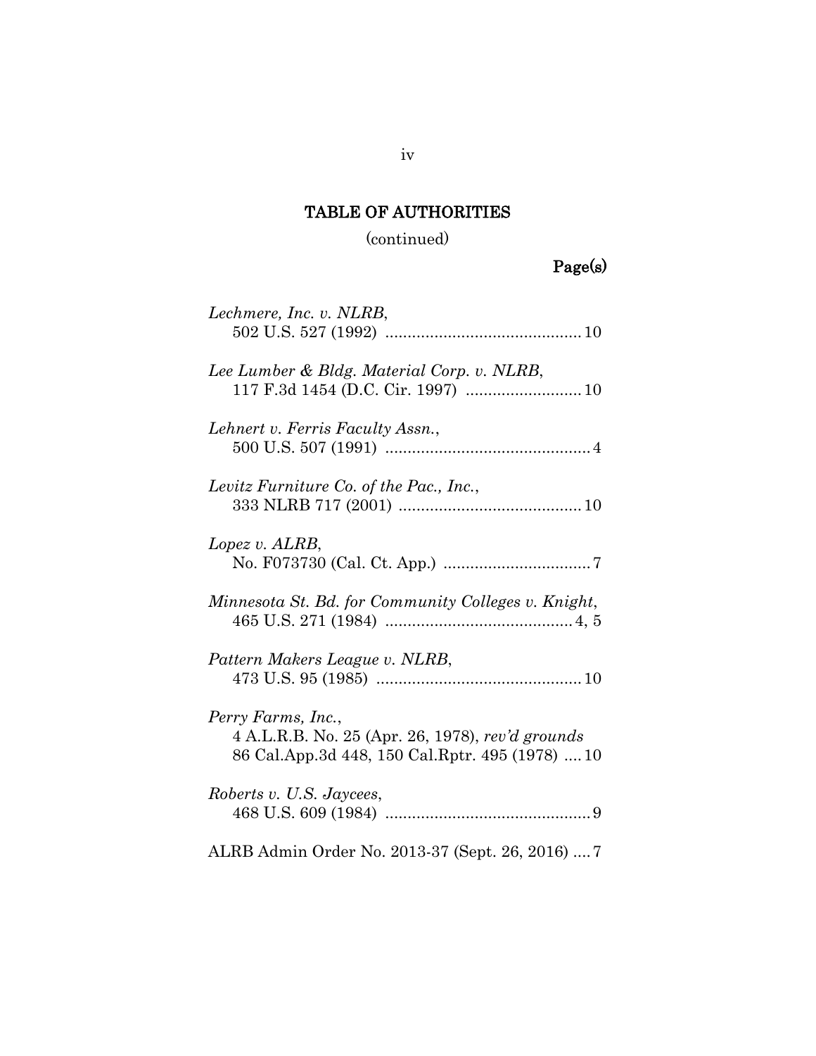## TABLE OF AUTHORITIES

(continued)

**Page(s)**

*Lechmere, Inc. v. NLRB*,
502 U.S. 527 (1992) ............................................ 10

*Lee Lumber & Bldg. Material Corp. v. NLRB*,
117 F.3d 1454 (D.C. Cir. 1997) .......................... 10

*Lehnert v. Ferris Faculty Assn.*,
500 U.S. 507 (1991) .............................................. 4

*Levitz Furniture Co. of the Pac., Inc.*,
333 NLRB 717 (2001) ......................................... 10

*Lopez v. ALRB*,
No. F073730 (Cal. Ct. App.) ................................. 7

*Minnesota St. Bd. for Community Colleges v. Knight*,
465 U.S. 271 (1984) .......................................... 4, 5

*Pattern Makers League v. NLRB*,
473 U.S. 95 (1985) .............................................. 10

*Perry Farms, Inc.*,
4 A.L.R.B. No. 25 (Apr. 26, 1978), *rev'd grounds*
86 Cal.App.3d 448, 150 Cal.Rptr. 495 (1978) .... 10

*Roberts v. U.S. Jaycees*,
468 U.S. 609 (1984) .............................................. 9

ALRB Admin Order No. 2013-37 (Sept. 26, 2016) .... 7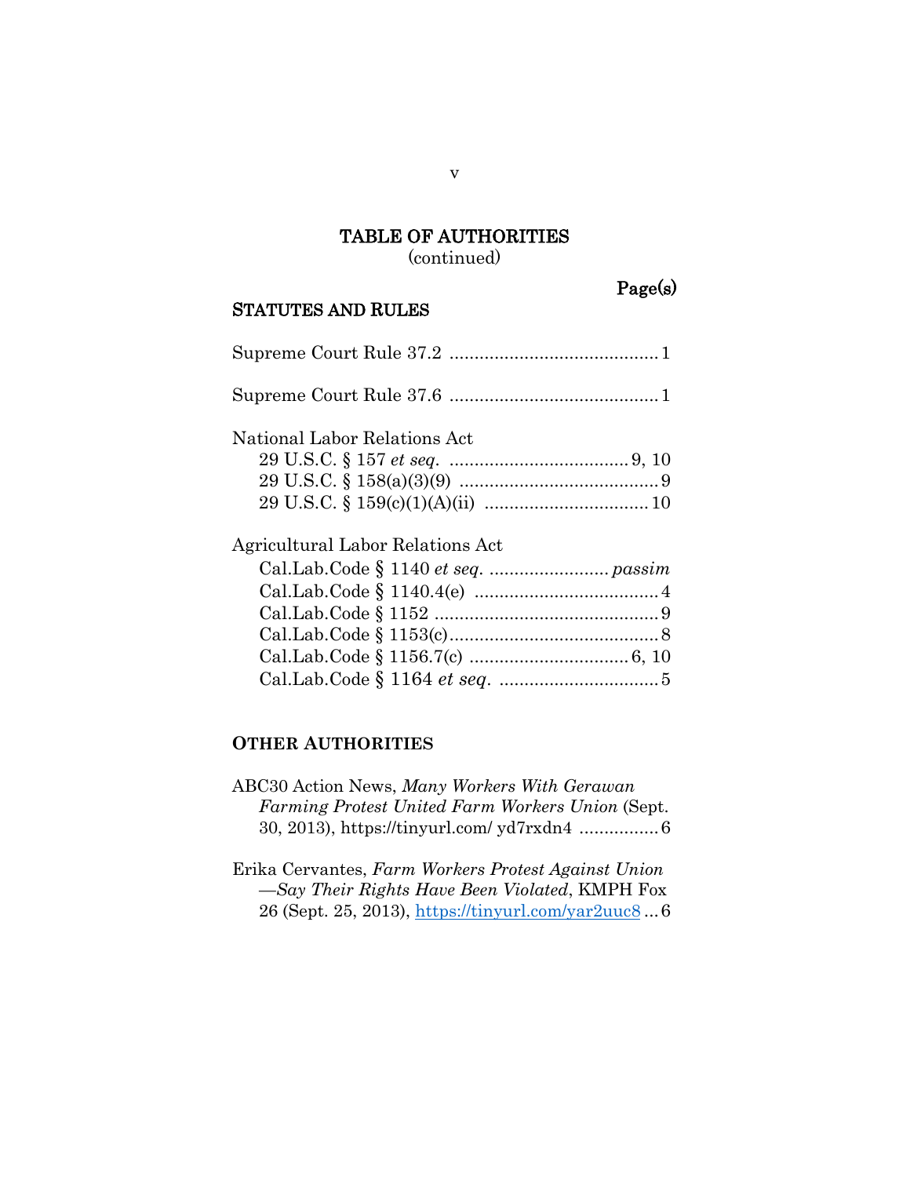## TABLE OF AUTHORITIES
(continued)

Page(s)

### STATUTES AND RULES

Supreme Court Rule 37.2 .......................................... 1

Supreme Court Rule 37.6 .......................................... 1

National Labor Relations Act
29 U.S.C. § 157 *et seq.* .................................... 9, 10
29 U.S.C. § 158(a)(3)(9) ........................................ 9
29 U.S.C. § 159(c)(1)(A)(ii) ................................ 10

Agricultural Labor Relations Act
Cal.Lab.Code § 1140 *et seq.* ........................ *passim*
Cal.Lab.Code § 1140.4(e) .................................... 4
Cal.Lab.Code § 1152 ............................................. 9
Cal.Lab.Code § 1153(c).......................................... 8
Cal.Lab.Code § 1156.7(c) ................................ 6, 10
Cal.Lab.Code § 1164 *et seq.* ................................ 5

### OTHER AUTHORITIES

ABC30 Action News, *Many Workers With Gerawan Farming Protest United Farm Workers Union* (Sept. 30, 2013), https://tinyurl.com/ yd7rxdn4 ................ 6

Erika Cervantes, *Farm Workers Protest Against Union —Say Their Rights Have Been Violated*, KMPH Fox 26 (Sept. 25, 2013), https://tinyurl.com/yar2uuc8 ... 6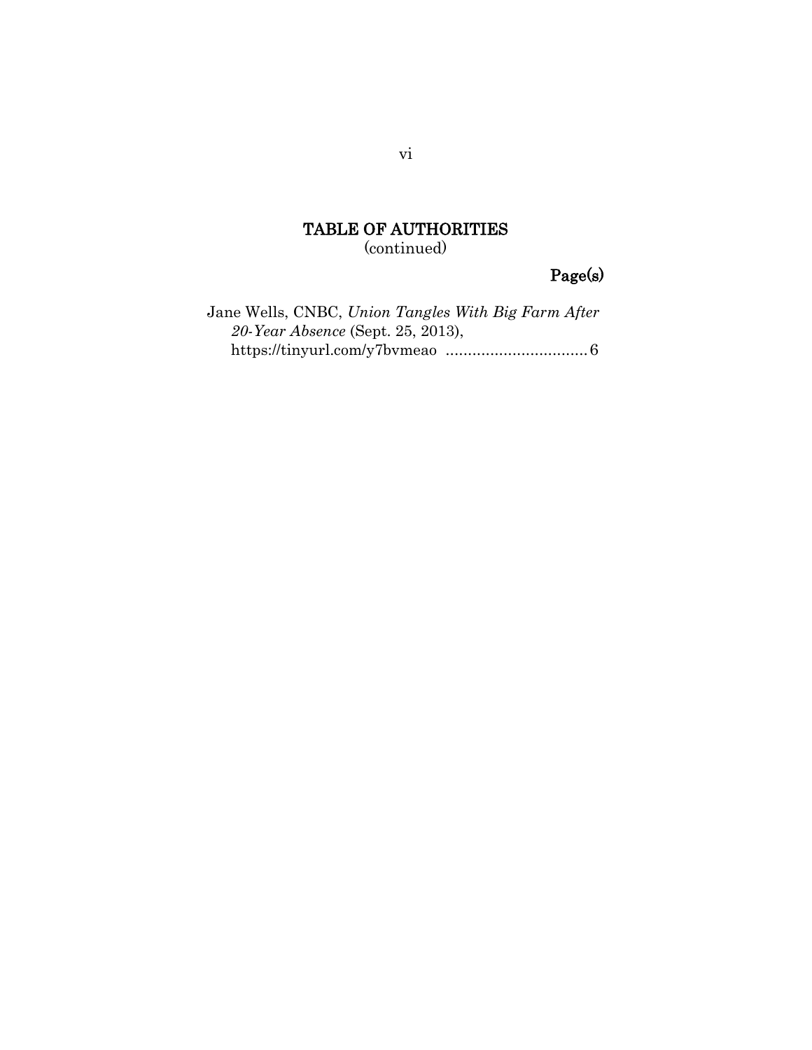## TABLE OF AUTHORITIES
(continued)

**Page(s)**

Jane Wells, CNBC, *Union Tangles With Big Farm After 20-Year Absence* (Sept. 25, 2013), https://tinyurl.com/y7bvmeao ................................ 6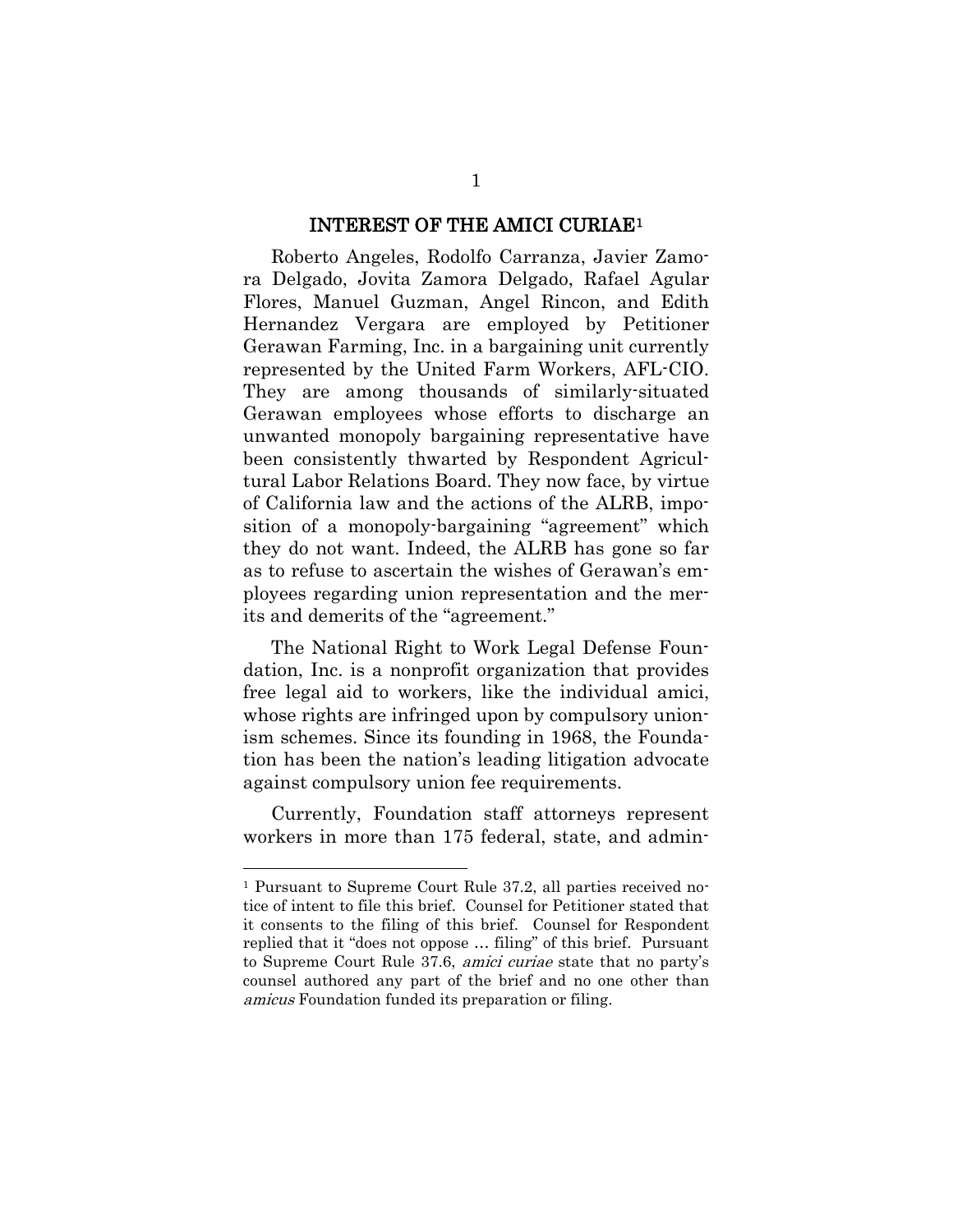## INTEREST OF THE AMICI CURIAE[1]

Roberto Angeles, Rodolfo Carranza, Javier Zamora Delgado, Jovita Zamora Delgado, Rafael Agular Flores, Manuel Guzman, Angel Rincon, and Edith Hernandez Vergara are employed by Petitioner Gerawan Farming, Inc. in a bargaining unit currently represented by the United Farm Workers, AFL-CIO. They are among thousands of similarly-situated Gerawan employees whose efforts to discharge an unwanted monopoly bargaining representative have been consistently thwarted by Respondent Agricultural Labor Relations Board. They now face, by virtue of California law and the actions of the ALRB, imposition of a monopoly-bargaining "agreement" which they do not want. Indeed, the ALRB has gone so far as to refuse to ascertain the wishes of Gerawan's employees regarding union representation and the merits and demerits of the "agreement."

The National Right to Work Legal Defense Foundation, Inc. is a nonprofit organization that provides free legal aid to workers, like the individual amici, whose rights are infringed upon by compulsory unionism schemes. Since its founding in 1968, the Foundation has been the nation's leading litigation advocate against compulsory union fee requirements.

Currently, Foundation staff attorneys represent workers in more than 175 federal, state, and admin-

---

[1] Pursuant to Supreme Court Rule 37.2, all parties received notice of intent to file this brief. Counsel for Petitioner stated that it consents to the filing of this brief. Counsel for Respondent replied that it "does not oppose … filing" of this brief. Pursuant to Supreme Court Rule 37.6, *amici curiae* state that no party's counsel authored any part of the brief and no one other than *amicus* Foundation funded its preparation or filing.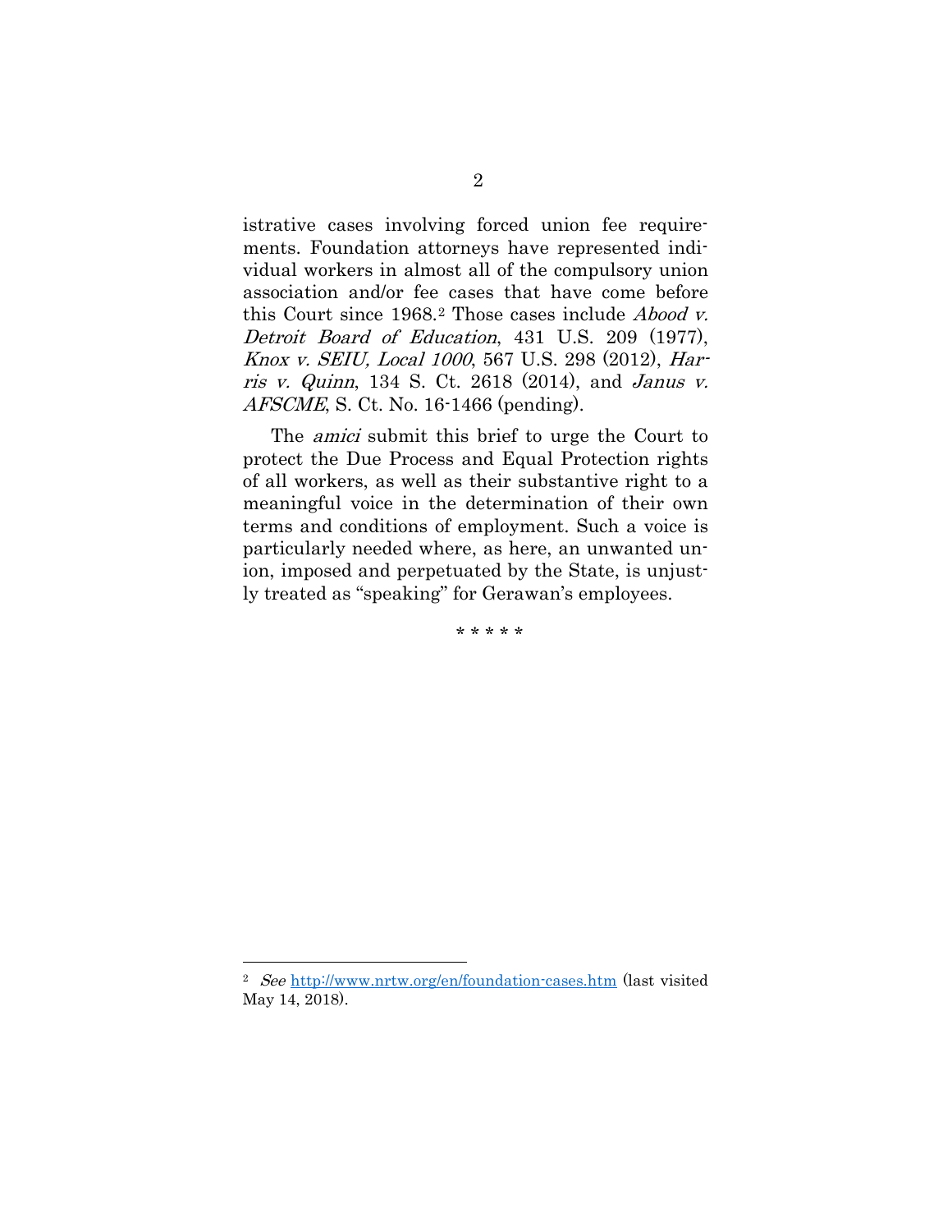istrative cases involving forced union fee requirements. Foundation attorneys have represented individual workers in almost all of the compulsory union association and/or fee cases that have come before this Court since 1968.[2] Those cases include *Abood v. Detroit Board of Education*, 431 U.S. 209 (1977), *Knox v. SEIU, Local 1000*, 567 U.S. 298 (2012), *Harris v. Quinn*, 134 S. Ct. 2618 (2014), and *Janus v. AFSCME*, S. Ct. No. 16-1466 (pending).

The *amici* submit this brief to urge the Court to protect the Due Process and Equal Protection rights of all workers, as well as their substantive right to a meaningful voice in the determination of their own terms and conditions of employment. Such a voice is particularly needed where, as here, an unwanted union, imposed and perpetuated by the State, is unjustly treated as "speaking" for Gerawan's employees.

\* \* \* \* \*

---

[2] *See* http://www.nrtw.org/en/foundation-cases.htm (last visited May 14, 2018).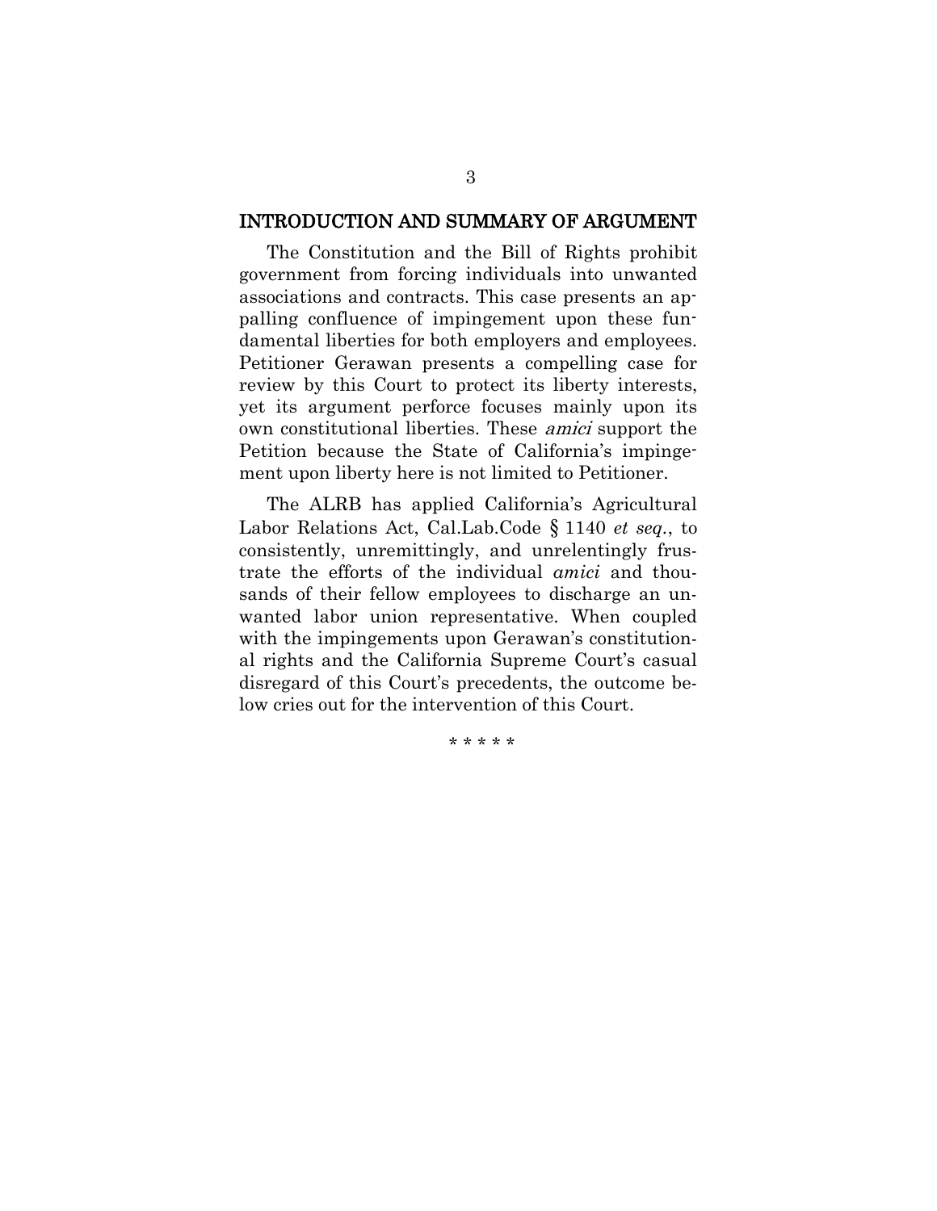## INTRODUCTION AND SUMMARY OF ARGUMENT

The Constitution and the Bill of Rights prohibit government from forcing individuals into unwanted associations and contracts. This case presents an appalling confluence of impingement upon these fundamental liberties for both employers and employees. Petitioner Gerawan presents a compelling case for review by this Court to protect its liberty interests, yet its argument perforce focuses mainly upon its own constitutional liberties. These *amici* support the Petition because the State of California's impingement upon liberty here is not limited to Petitioner.

The ALRB has applied California's Agricultural Labor Relations Act, Cal.Lab.Code § 1140 *et seq.*, to consistently, unremittingly, and unrelentingly frustrate the efforts of the individual *amici* and thousands of their fellow employees to discharge an unwanted labor union representative. When coupled with the impingements upon Gerawan's constitutional rights and the California Supreme Court's casual disregard of this Court's precedents, the outcome below cries out for the intervention of this Court.

\* \* \* \* \*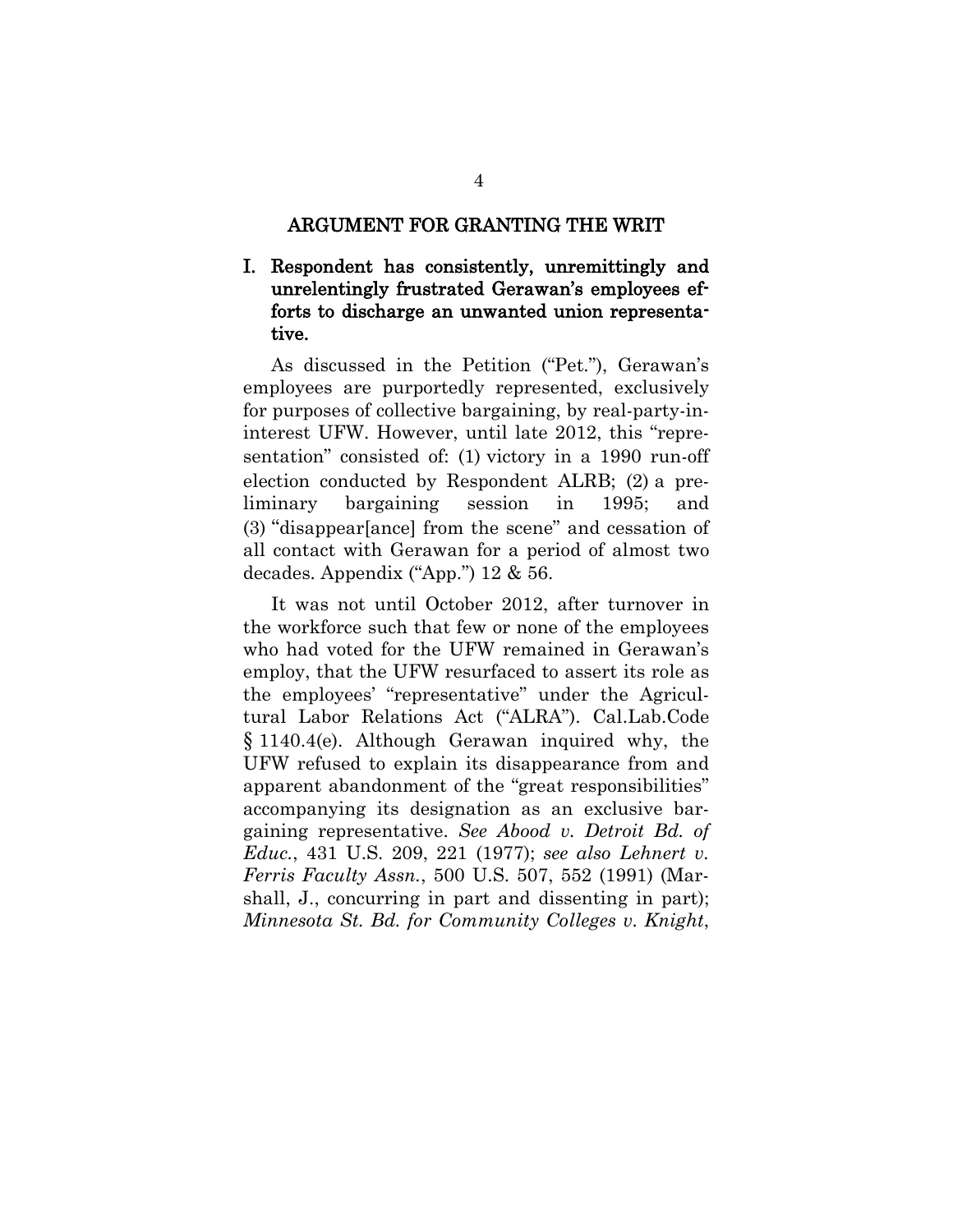## ARGUMENT FOR GRANTING THE WRIT

### I. Respondent has consistently, unremittingly and unrelentingly frustrated Gerawan's employees efforts to discharge an unwanted union representative.

As discussed in the Petition ("Pet."), Gerawan's employees are purportedly represented, exclusively for purposes of collective bargaining, by real-party-in-interest UFW. However, until late 2012, this "representation" consisted of: (1) victory in a 1990 run-off election conducted by Respondent ALRB; (2) a preliminary bargaining session in 1995; and (3) "disappear[ance] from the scene" and cessation of all contact with Gerawan for a period of almost two decades. Appendix ("App.") 12 & 56.

It was not until October 2012, after turnover in the workforce such that few or none of the employees who had voted for the UFW remained in Gerawan's employ, that the UFW resurfaced to assert its role as the employees' "representative" under the Agricultural Labor Relations Act ("ALRA"). Cal.Lab.Code § 1140.4(e). Although Gerawan inquired why, the UFW refused to explain its disappearance from and apparent abandonment of the "great responsibilities" accompanying its designation as an exclusive bargaining representative. *See Abood v. Detroit Bd. of Educ.*, 431 U.S. 209, 221 (1977); *see also Lehnert v. Ferris Faculty Assn.*, 500 U.S. 507, 552 (1991) (Marshall, J., concurring in part and dissenting in part); *Minnesota St. Bd. for Community Colleges v. Knight*,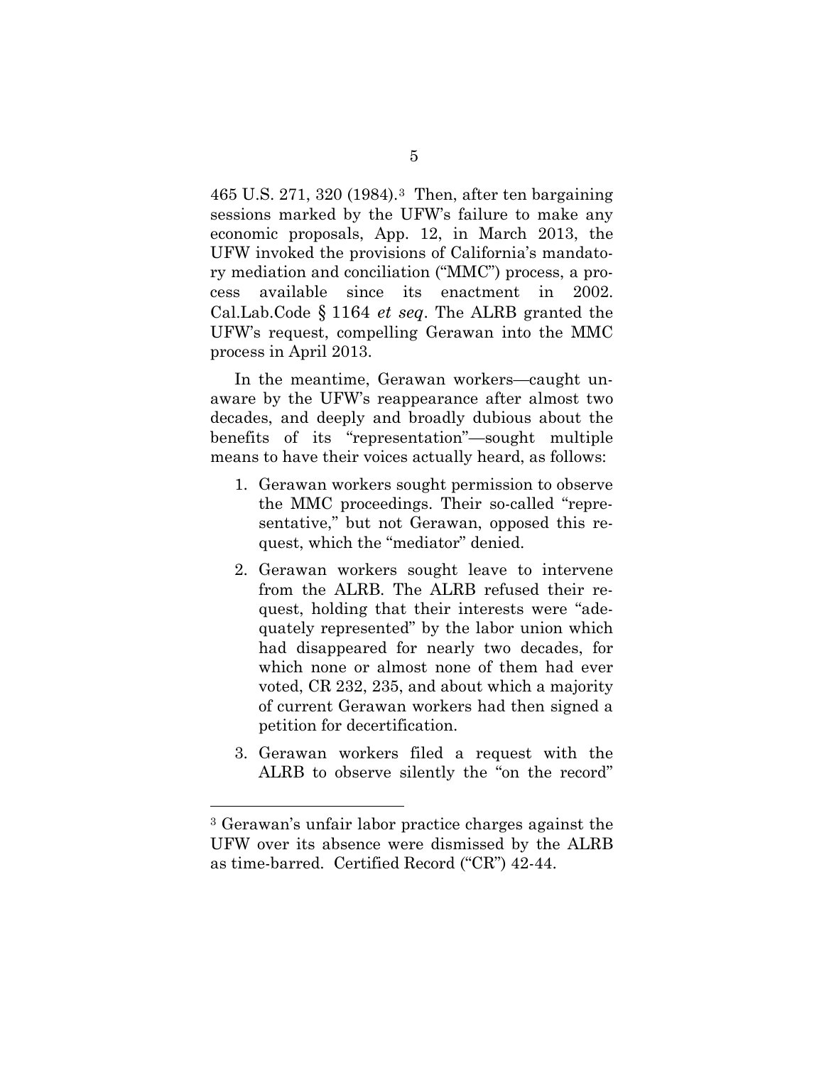465 U.S. 271, 320 (1984).[3] Then, after ten bargaining sessions marked by the UFW's failure to make any economic proposals, App. 12, in March 2013, the UFW invoked the provisions of California's mandatory mediation and conciliation ("MMC") process, a process available since its enactment in 2002. Cal.Lab.Code § 1164 *et seq*. The ALRB granted the UFW's request, compelling Gerawan into the MMC process in April 2013.

In the meantime, Gerawan workers—caught unaware by the UFW's reappearance after almost two decades, and deeply and broadly dubious about the benefits of its "representation"—sought multiple means to have their voices actually heard, as follows:

1. Gerawan workers sought permission to observe the MMC proceedings. Their so-called "representative," but not Gerawan, opposed this request, which the "mediator" denied.
2. Gerawan workers sought leave to intervene from the ALRB. The ALRB refused their request, holding that their interests were "adequately represented" by the labor union which had disappeared for nearly two decades, for which none or almost none of them had ever voted, CR 232, 235, and about which a majority of current Gerawan workers had then signed a petition for decertification.
3. Gerawan workers filed a request with the ALRB to observe silently the "on the record"

[3] Gerawan's unfair labor practice charges against the UFW over its absence were dismissed by the ALRB as time-barred. Certified Record ("CR") 42-44.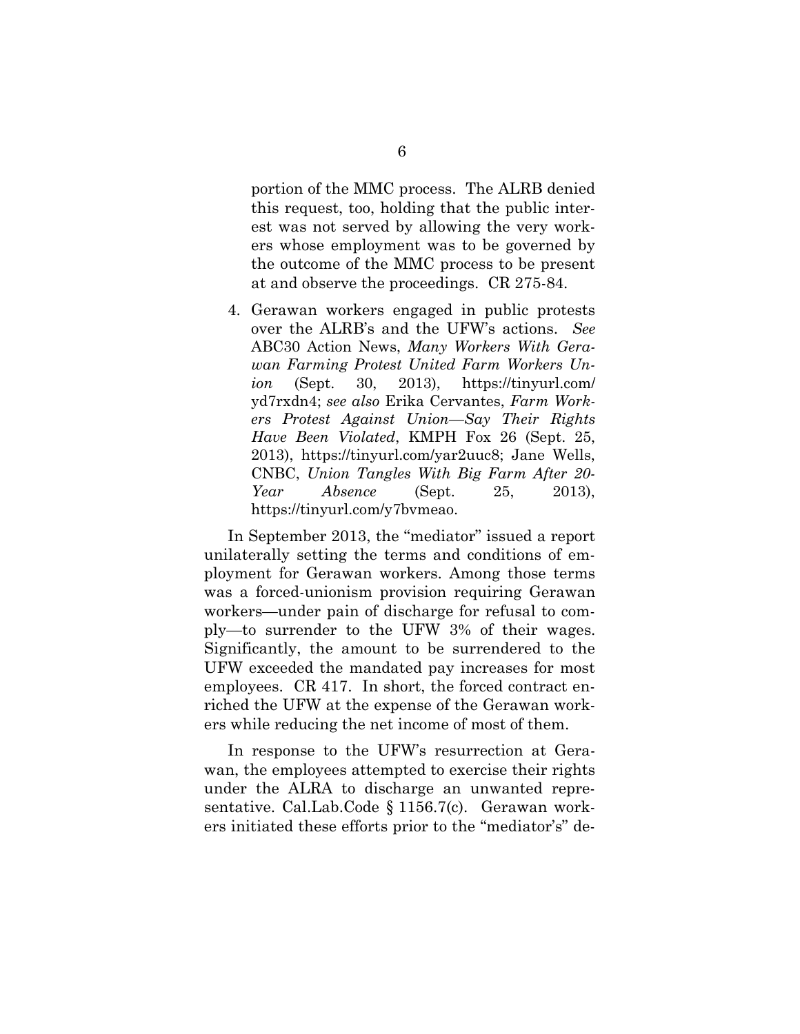portion of the MMC process. The ALRB denied this request, too, holding that the public interest was not served by allowing the very workers whose employment was to be governed by the outcome of the MMC process to be present at and observe the proceedings. CR 275-84.

4. Gerawan workers engaged in public protests over the ALRB's and the UFW's actions. *See* ABC30 Action News, *Many Workers With Gerawan Farming Protest United Farm Workers Union* (Sept. 30, 2013), https://tinyurl.com/yd7rxdn4; *see also* Erika Cervantes, *Farm Workers Protest Against Union—Say Their Rights Have Been Violated*, KMPH Fox 26 (Sept. 25, 2013), https://tinyurl.com/yar2uuc8; Jane Wells, CNBC, *Union Tangles With Big Farm After 20-Year Absence* (Sept. 25, 2013), https://tinyurl.com/y7bvmeao.

In September 2013, the "mediator" issued a report unilaterally setting the terms and conditions of employment for Gerawan workers. Among those terms was a forced-unionism provision requiring Gerawan workers—under pain of discharge for refusal to comply—to surrender to the UFW 3% of their wages. Significantly, the amount to be surrendered to the UFW exceeded the mandated pay increases for most employees. CR 417. In short, the forced contract enriched the UFW at the expense of the Gerawan workers while reducing the net income of most of them.

In response to the UFW's resurrection at Gerawan, the employees attempted to exercise their rights under the ALRA to discharge an unwanted representative. Cal.Lab.Code § 1156.7(c). Gerawan workers initiated these efforts prior to the "mediator's" de-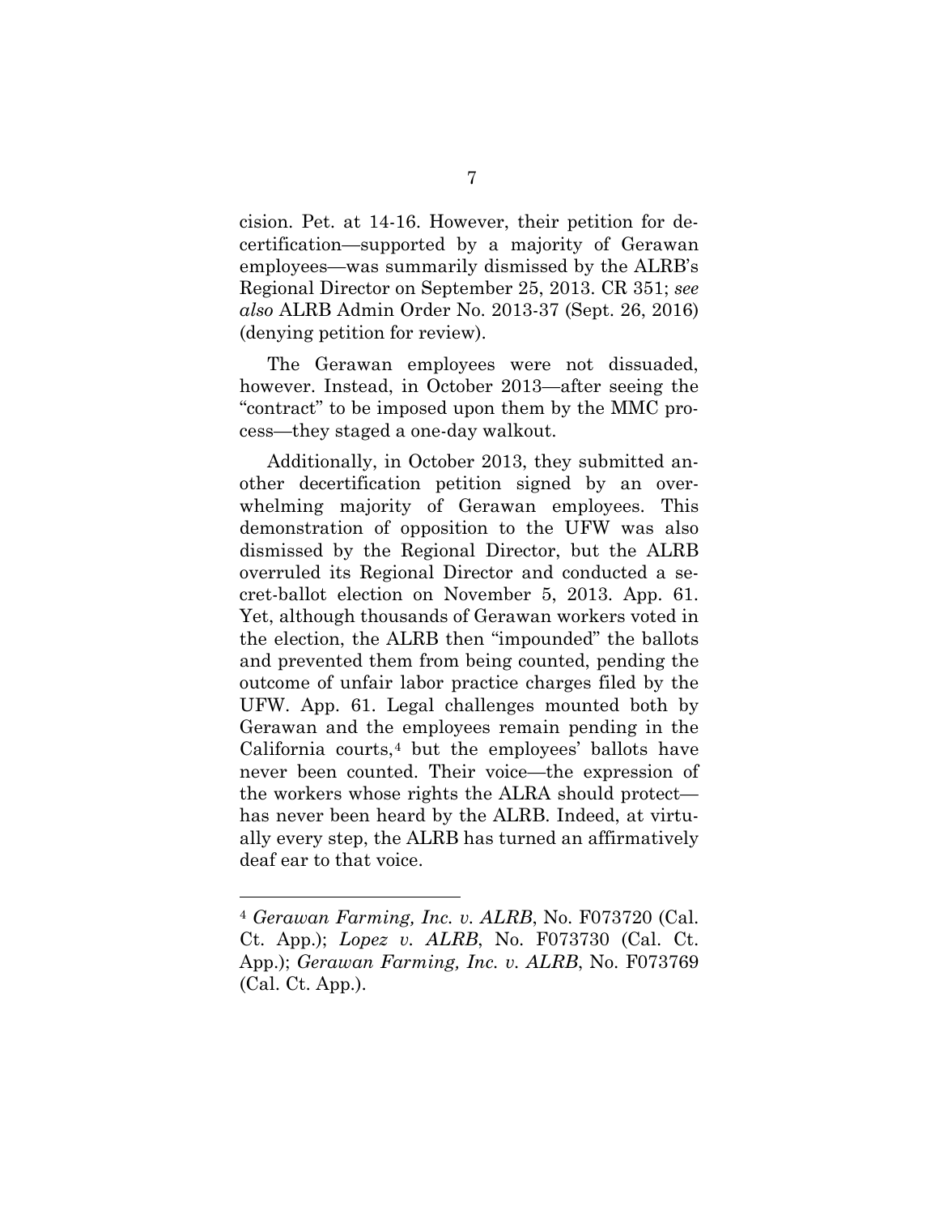cision. Pet. at 14-16. However, their petition for decertification—supported by a majority of Gerawan employees—was summarily dismissed by the ALRB's Regional Director on September 25, 2013. CR 351; *see also* ALRB Admin Order No. 2013-37 (Sept. 26, 2016) (denying petition for review).

The Gerawan employees were not dissuaded, however. Instead, in October 2013—after seeing the "contract" to be imposed upon them by the MMC process—they staged a one-day walkout.

Additionally, in October 2013, they submitted another decertification petition signed by an overwhelming majority of Gerawan employees. This demonstration of opposition to the UFW was also dismissed by the Regional Director, but the ALRB overruled its Regional Director and conducted a secret-ballot election on November 5, 2013. App. 61. Yet, although thousands of Gerawan workers voted in the election, the ALRB then "impounded" the ballots and prevented them from being counted, pending the outcome of unfair labor practice charges filed by the UFW. App. 61. Legal challenges mounted both by Gerawan and the employees remain pending in the California courts,[4] but the employees' ballots have never been counted. Their voice—the expression of the workers whose rights the ALRA should protect—has never been heard by the ALRB. Indeed, at virtually every step, the ALRB has turned an affirmatively deaf ear to that voice.

---

[4] *Gerawan Farming, Inc. v. ALRB*, No. F073720 (Cal. Ct. App.); *Lopez v. ALRB*, No. F073730 (Cal. Ct. App.); *Gerawan Farming, Inc. v. ALRB*, No. F073769 (Cal. Ct. App.).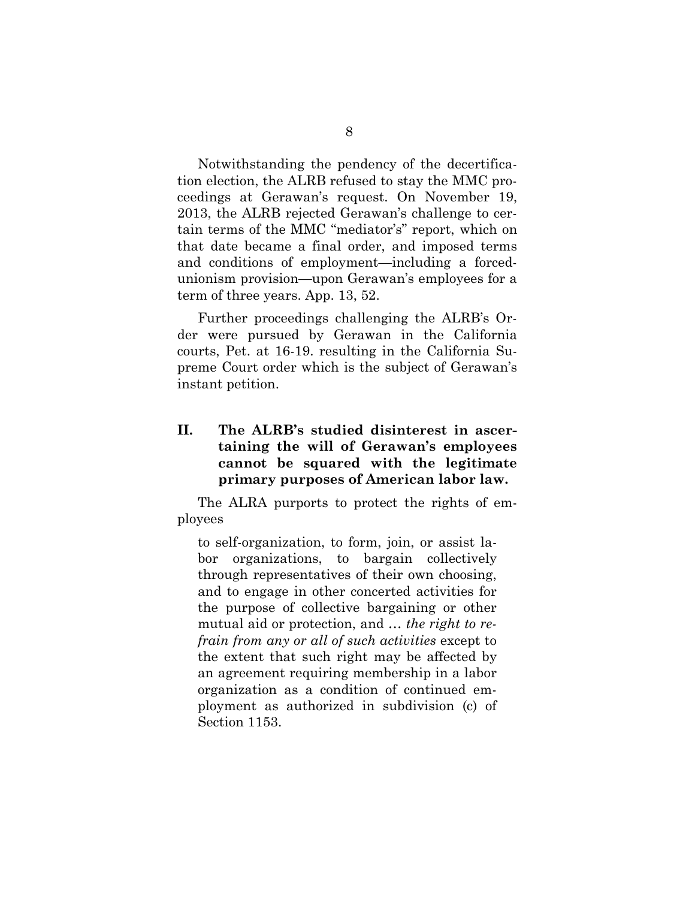Notwithstanding the pendency of the decertification election, the ALRB refused to stay the MMC proceedings at Gerawan's request. On November 19, 2013, the ALRB rejected Gerawan's challenge to certain terms of the MMC "mediator's" report, which on that date became a final order, and imposed terms and conditions of employment—including a forced-unionism provision—upon Gerawan's employees for a term of three years. App. 13, 52.

Further proceedings challenging the ALRB's Order were pursued by Gerawan in the California courts, Pet. at 16-19. resulting in the California Supreme Court order which is the subject of Gerawan's instant petition.

## II. The ALRB's studied disinterest in ascertaining the will of Gerawan's employees cannot be squared with the legitimate primary purposes of American labor law.

The ALRA purports to protect the rights of employees

> to self-organization, to form, join, or assist labor organizations, to bargain collectively through representatives of their own choosing, and to engage in other concerted activities for the purpose of collective bargaining or other mutual aid or protection, and … *the right to refrain from any or all of such activities* except to the extent that such right may be affected by an agreement requiring membership in a labor organization as a condition of continued employment as authorized in subdivision (c) of Section 1153.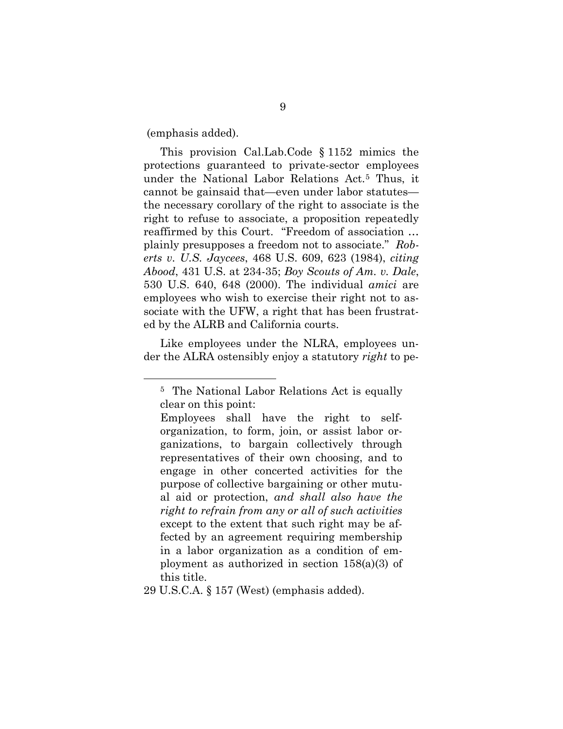(emphasis added).

This provision Cal.Lab.Code § 1152 mimics the protections guaranteed to private-sector employees under the National Labor Relations Act.[5] Thus, it cannot be gainsaid that—even under labor statutes—the necessary corollary of the right to associate is the right to refuse to associate, a proposition repeatedly reaffirmed by this Court. "Freedom of association … plainly presupposes a freedom not to associate." *Roberts v. U.S. Jaycees*, 468 U.S. 609, 623 (1984), *citing Abood*, 431 U.S. at 234-35; *Boy Scouts of Am. v. Dale*, 530 U.S. 640, 648 (2000). The individual *amici* are employees who wish to exercise their right not to associate with the UFW, a right that has been frustrated by the ALRB and California courts.

Like employees under the NLRA, employees under the ALRA ostensibly enjoy a statutory *right* to pe-

---

[5] The National Labor Relations Act is equally clear on this point:

> Employees shall have the right to self-organization, to form, join, or assist labor organizations, to bargain collectively through representatives of their own choosing, and to engage in other concerted activities for the purpose of collective bargaining or other mutual aid or protection, *and shall also have the right to refrain from any or all of such activities* except to the extent that such right may be affected by an agreement requiring membership in a labor organization as a condition of employment as authorized in section 158(a)(3) of this title.

29 U.S.C.A. § 157 (West) (emphasis added).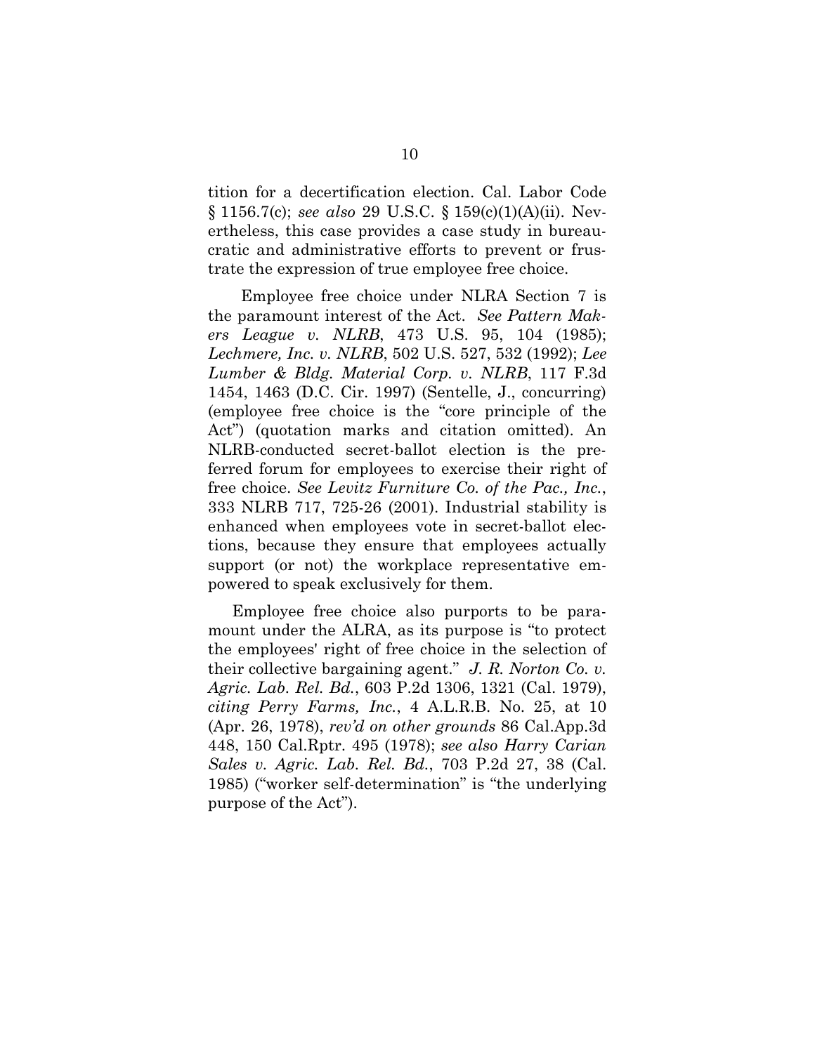tition for a decertification election. Cal. Labor Code § 1156.7(c); *see also* 29 U.S.C. § 159(c)(1)(A)(ii). Nevertheless, this case provides a case study in bureaucratic and administrative efforts to prevent or frustrate the expression of true employee free choice.

Employee free choice under NLRA Section 7 is the paramount interest of the Act. *See Pattern Makers League v. NLRB*, 473 U.S. 95, 104 (1985); *Lechmere, Inc. v. NLRB*, 502 U.S. 527, 532 (1992); *Lee Lumber & Bldg. Material Corp. v. NLRB*, 117 F.3d 1454, 1463 (D.C. Cir. 1997) (Sentelle, J., concurring) (employee free choice is the "core principle of the Act") (quotation marks and citation omitted). An NLRB-conducted secret-ballot election is the preferred forum for employees to exercise their right of free choice. *See Levitz Furniture Co. of the Pac., Inc.*, 333 NLRB 717, 725-26 (2001). Industrial stability is enhanced when employees vote in secret-ballot elections, because they ensure that employees actually support (or not) the workplace representative empowered to speak exclusively for them.

Employee free choice also purports to be paramount under the ALRA, as its purpose is "to protect the employees' right of free choice in the selection of their collective bargaining agent." *J. R. Norton Co. v. Agric. Lab. Rel. Bd.*, 603 P.2d 1306, 1321 (Cal. 1979), *citing Perry Farms, Inc.*, 4 A.L.R.B. No. 25, at 10 (Apr. 26, 1978), *rev'd on other grounds* 86 Cal.App.3d 448, 150 Cal.Rptr. 495 (1978); *see also Harry Carian Sales v. Agric. Lab. Rel. Bd.*, 703 P.2d 27, 38 (Cal. 1985) ("worker self-determination" is "the underlying purpose of the Act").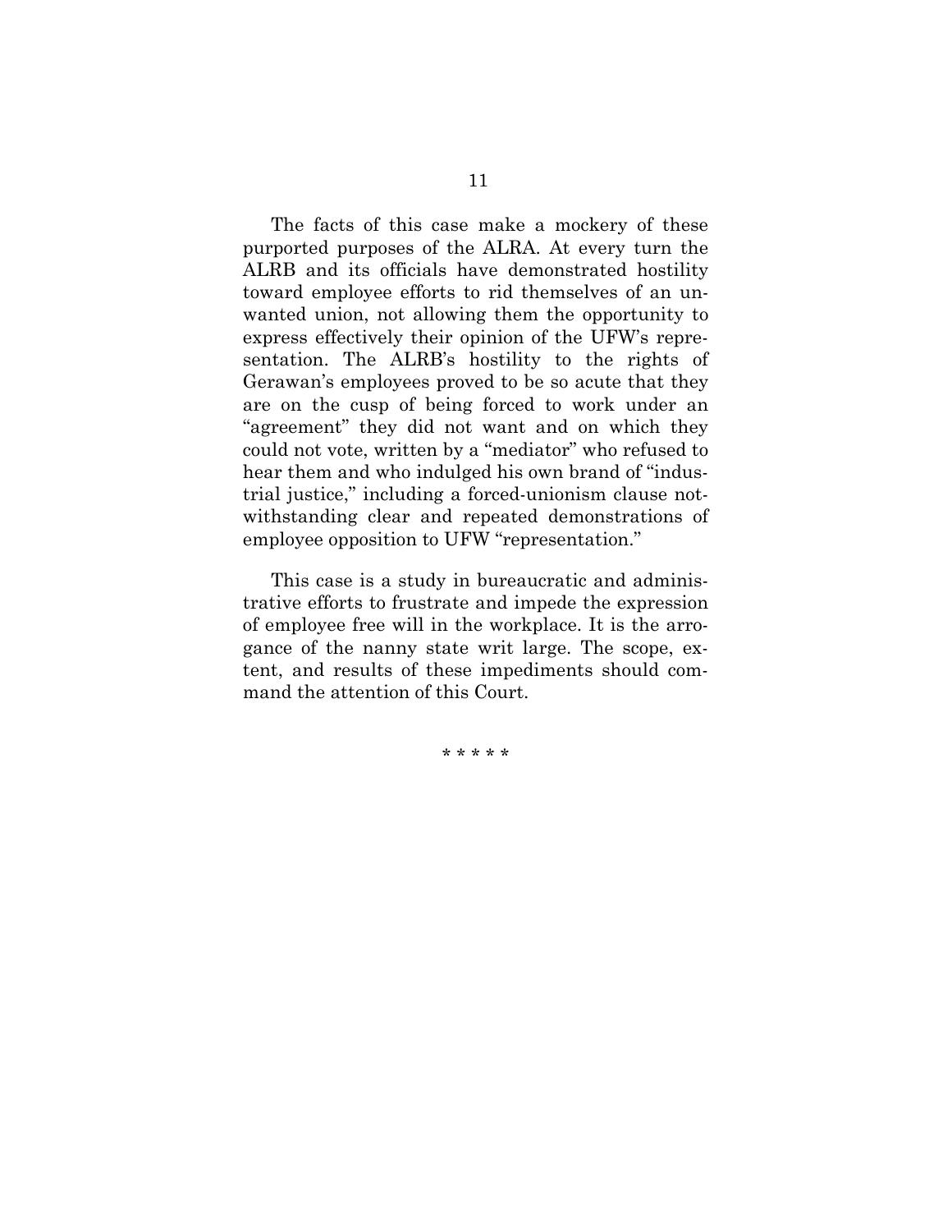The facts of this case make a mockery of these purported purposes of the ALRA. At every turn the ALRB and its officials have demonstrated hostility toward employee efforts to rid themselves of an unwanted union, not allowing them the opportunity to express effectively their opinion of the UFW's representation. The ALRB's hostility to the rights of Gerawan's employees proved to be so acute that they are on the cusp of being forced to work under an "agreement" they did not want and on which they could not vote, written by a "mediator" who refused to hear them and who indulged his own brand of "industrial justice," including a forced-unionism clause notwithstanding clear and repeated demonstrations of employee opposition to UFW "representation."

This case is a study in bureaucratic and administrative efforts to frustrate and impede the expression of employee free will in the workplace. It is the arrogance of the nanny state writ large. The scope, extent, and results of these impediments should command the attention of this Court.

\* \* \* \* \*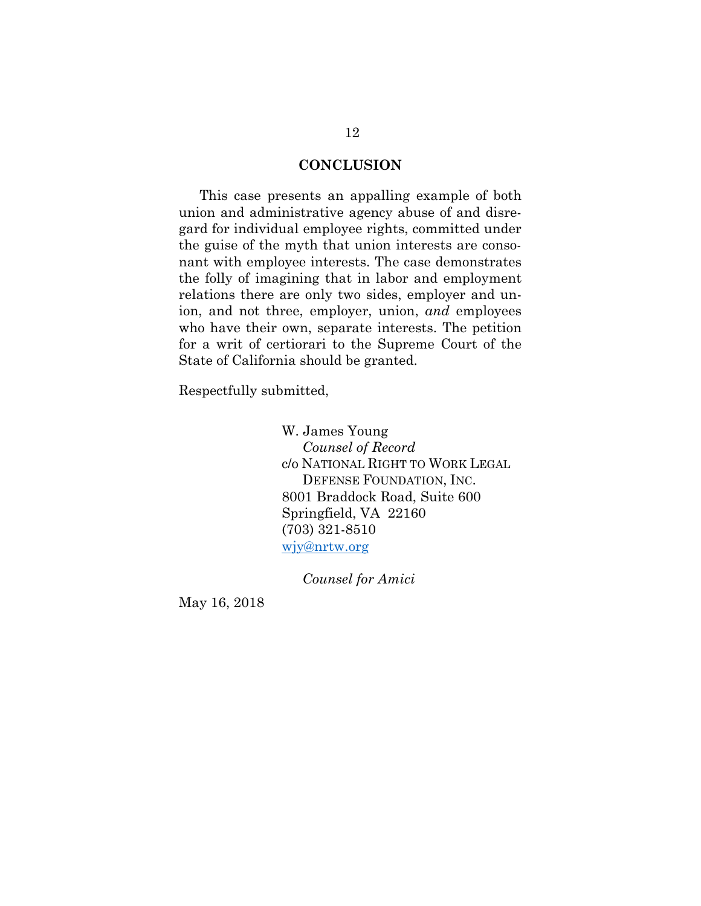## CONCLUSION

This case presents an appalling example of both union and administrative agency abuse of and disregard for individual employee rights, committed under the guise of the myth that union interests are consonant with employee interests. The case demonstrates the folly of imagining that in labor and employment relations there are only two sides, employer and union, and not three, employer, union, *and* employees who have their own, separate interests. The petition for a writ of certiorari to the Supreme Court of the State of California should be granted.

Respectfully submitted,

W. James Young
*Counsel of Record*
c/o NATIONAL RIGHT TO WORK LEGAL DEFENSE FOUNDATION, INC.
8001 Braddock Road, Suite 600
Springfield, VA 22160
(703) 321-8510
wjy@nrtw.org

*Counsel for Amici*

May 16, 2018